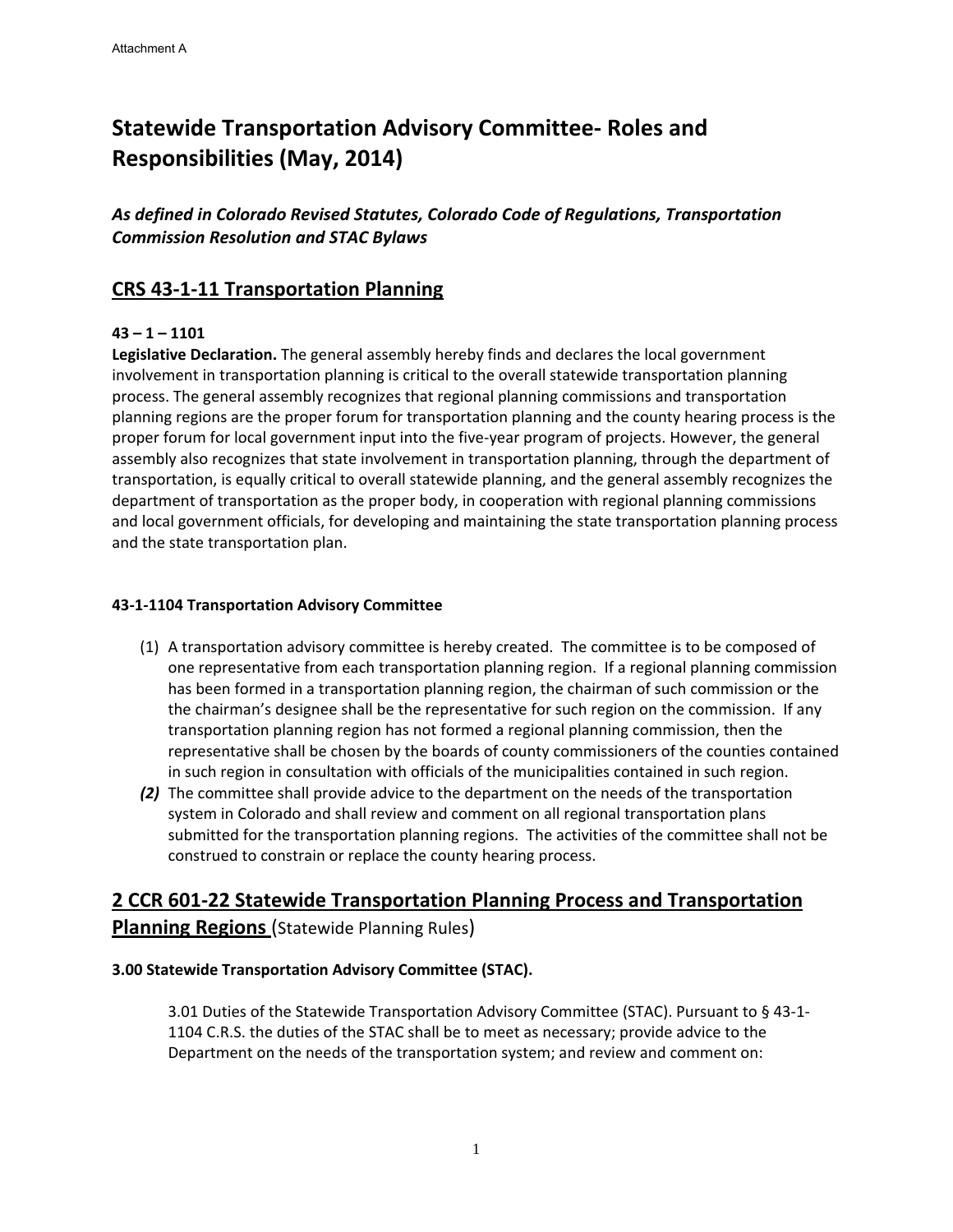Attachment A

# Statewide Transportation Advisory Committee- Roles and Responsibilities (May, 2014)

***As defined in Colorado Revised Statutes, Colorado Code of Regulations, Transportation Commission Resolution and STAC Bylaws***

## CRS 43-1-11 Transportation Planning

**43 – 1 – 1101**

**Legislative Declaration.** The general assembly hereby finds and declares the local government involvement in transportation planning is critical to the overall statewide transportation planning process. The general assembly recognizes that regional planning commissions and transportation planning regions are the proper forum for transportation planning and the county hearing process is the proper forum for local government input into the five-year program of projects. However, the general assembly also recognizes that state involvement in transportation planning, through the department of transportation, is equally critical to overall statewide planning, and the general assembly recognizes the department of transportation as the proper body, in cooperation with regional planning commissions and local government officials, for developing and maintaining the state transportation planning process and the state transportation plan.

**43-1-1104 Transportation Advisory Committee**

(1) A transportation advisory committee is hereby created. The committee is to be composed of one representative from each transportation planning region. If a regional planning commission has been formed in a transportation planning region, the chairman of such commission or the the chairman's designee shall be the representative for such region on the commission. If any transportation planning region has not formed a regional planning commission, then the representative shall be chosen by the boards of county commissioners of the counties contained in such region in consultation with officials of the municipalities contained in such region.

***(2)*** The committee shall provide advice to the department on the needs of the transportation system in Colorado and shall review and comment on all regional transportation plans submitted for the transportation planning regions. The activities of the committee shall not be construed to constrain or replace the county hearing process.

## 2 CCR 601-22 Statewide Transportation Planning Process and Transportation Planning Regions (Statewide Planning Rules)

**3.00 Statewide Transportation Advisory Committee (STAC).**

3.01 Duties of the Statewide Transportation Advisory Committee (STAC). Pursuant to § 43-1-1104 C.R.S. the duties of the STAC shall be to meet as necessary; provide advice to the Department on the needs of the transportation system; and review and comment on: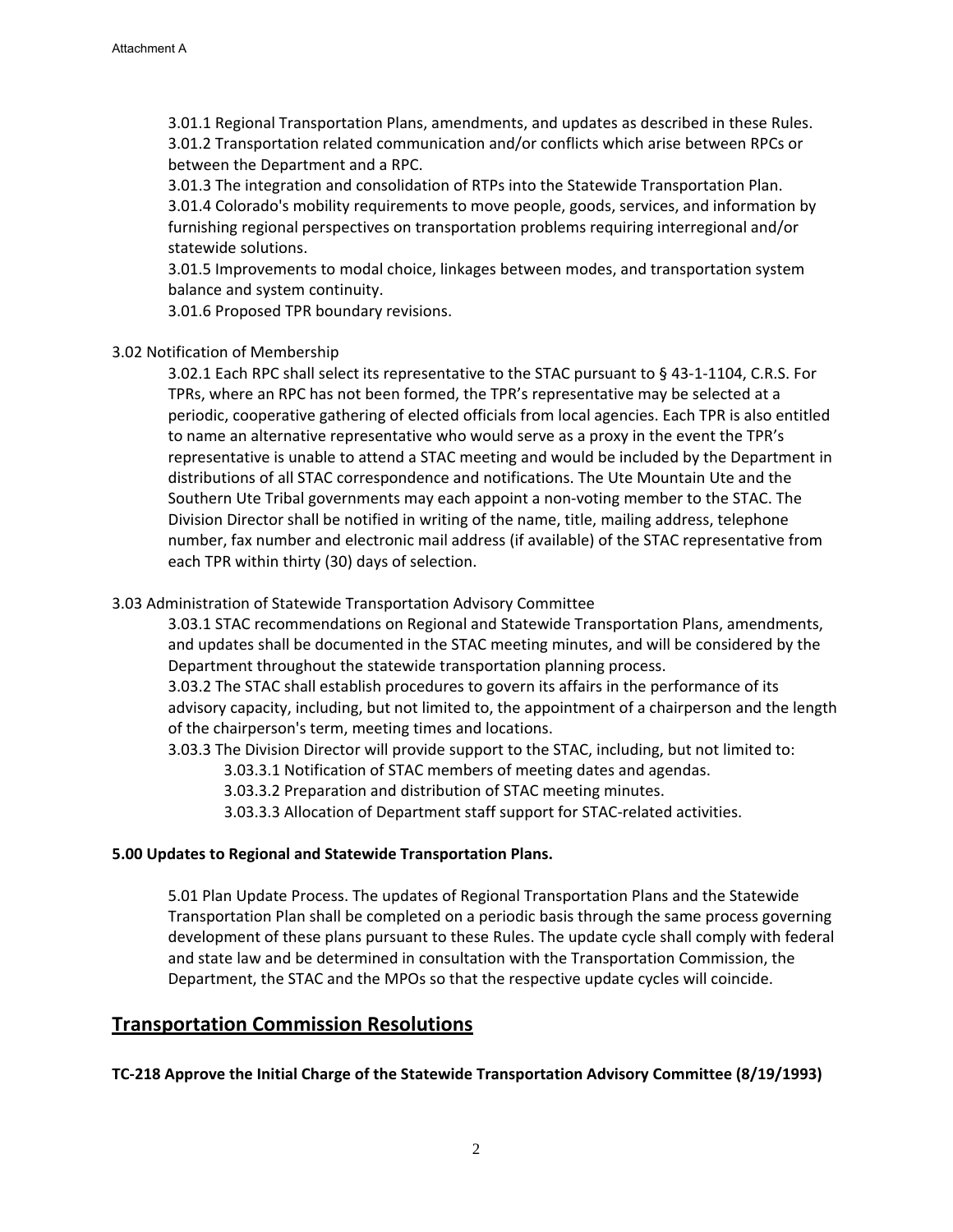3.01.1 Regional Transportation Plans, amendments, and updates as described in these Rules.
3.01.2 Transportation related communication and/or conflicts which arise between RPCs or between the Department and a RPC.
3.01.3 The integration and consolidation of RTPs into the Statewide Transportation Plan.
3.01.4 Colorado's mobility requirements to move people, goods, services, and information by furnishing regional perspectives on transportation problems requiring interregional and/or statewide solutions.
3.01.5 Improvements to modal choice, linkages between modes, and transportation system balance and system continuity.
3.01.6 Proposed TPR boundary revisions.

3.02 Notification of Membership

3.02.1 Each RPC shall select its representative to the STAC pursuant to § 43-1-1104, C.R.S. For TPRs, where an RPC has not been formed, the TPR's representative may be selected at a periodic, cooperative gathering of elected officials from local agencies. Each TPR is also entitled to name an alternative representative who would serve as a proxy in the event the TPR's representative is unable to attend a STAC meeting and would be included by the Department in distributions of all STAC correspondence and notifications. The Ute Mountain Ute and the Southern Ute Tribal governments may each appoint a non-voting member to the STAC. The Division Director shall be notified in writing of the name, title, mailing address, telephone number, fax number and electronic mail address (if available) of the STAC representative from each TPR within thirty (30) days of selection.

3.03 Administration of Statewide Transportation Advisory Committee

3.03.1 STAC recommendations on Regional and Statewide Transportation Plans, amendments, and updates shall be documented in the STAC meeting minutes, and will be considered by the Department throughout the statewide transportation planning process.
3.03.2 The STAC shall establish procedures to govern its affairs in the performance of its advisory capacity, including, but not limited to, the appointment of a chairperson and the length of the chairperson's term, meeting times and locations.
3.03.3 The Division Director will provide support to the STAC, including, but not limited to:

3.03.3.1 Notification of STAC members of meeting dates and agendas.
3.03.3.2 Preparation and distribution of STAC meeting minutes.
3.03.3.3 Allocation of Department staff support for STAC-related activities.

**5.00 Updates to Regional and Statewide Transportation Plans.**

5.01 Plan Update Process. The updates of Regional Transportation Plans and the Statewide Transportation Plan shall be completed on a periodic basis through the same process governing development of these plans pursuant to these Rules. The update cycle shall comply with federal and state law and be determined in consultation with the Transportation Commission, the Department, the STAC and the MPOs so that the respective update cycles will coincide.

## Transportation Commission Resolutions

**TC-218 Approve the Initial Charge of the Statewide Transportation Advisory Committee (8/19/1993)**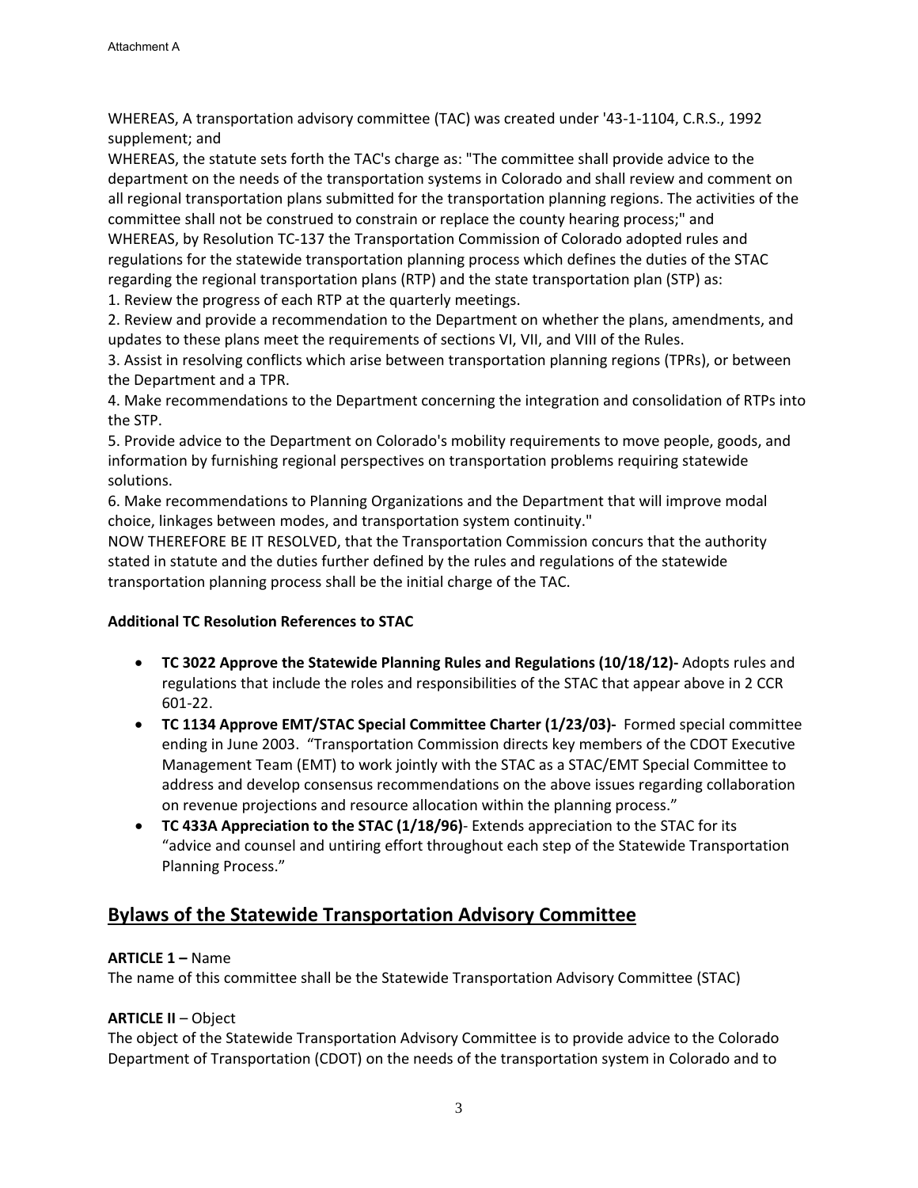Attachment A

WHEREAS, A transportation advisory committee (TAC) was created under '43-1-1104, C.R.S., 1992 supplement; and
WHEREAS, the statute sets forth the TAC's charge as: "The committee shall provide advice to the department on the needs of the transportation systems in Colorado and shall review and comment on all regional transportation plans submitted for the transportation planning regions. The activities of the committee shall not be construed to constrain or replace the county hearing process;" and
WHEREAS, by Resolution TC-137 the Transportation Commission of Colorado adopted rules and regulations for the statewide transportation planning process which defines the duties of the STAC regarding the regional transportation plans (RTP) and the state transportation plan (STP) as:
1. Review the progress of each RTP at the quarterly meetings.
2. Review and provide a recommendation to the Department on whether the plans, amendments, and updates to these plans meet the requirements of sections VI, VII, and VIII of the Rules.
3. Assist in resolving conflicts which arise between transportation planning regions (TPRs), or between the Department and a TPR.
4. Make recommendations to the Department concerning the integration and consolidation of RTPs into the STP.
5. Provide advice to the Department on Colorado's mobility requirements to move people, goods, and information by furnishing regional perspectives on transportation problems requiring statewide solutions.
6. Make recommendations to Planning Organizations and the Department that will improve modal choice, linkages between modes, and transportation system continuity."
NOW THEREFORE BE IT RESOLVED, that the Transportation Commission concurs that the authority stated in statute and the duties further defined by the rules and regulations of the statewide transportation planning process shall be the initial charge of the TAC.

**Additional TC Resolution References to STAC**

- **TC 3022 Approve the Statewide Planning Rules and Regulations (10/18/12)-** Adopts rules and regulations that include the roles and responsibilities of the STAC that appear above in 2 CCR 601-22.
- **TC 1134 Approve EMT/STAC Special Committee Charter (1/23/03)-** Formed special committee ending in June 2003. "Transportation Commission directs key members of the CDOT Executive Management Team (EMT) to work jointly with the STAC as a STAC/EMT Special Committee to address and develop consensus recommendations on the above issues regarding collaboration on revenue projections and resource allocation within the planning process."
- **TC 433A Appreciation to the STAC (1/18/96)**- Extends appreciation to the STAC for its "advice and counsel and untiring effort throughout each step of the Statewide Transportation Planning Process."

## Bylaws of the Statewide Transportation Advisory Committee

**ARTICLE 1 –** Name
The name of this committee shall be the Statewide Transportation Advisory Committee (STAC)

**ARTICLE II** – Object
The object of the Statewide Transportation Advisory Committee is to provide advice to the Colorado Department of Transportation (CDOT) on the needs of the transportation system in Colorado and to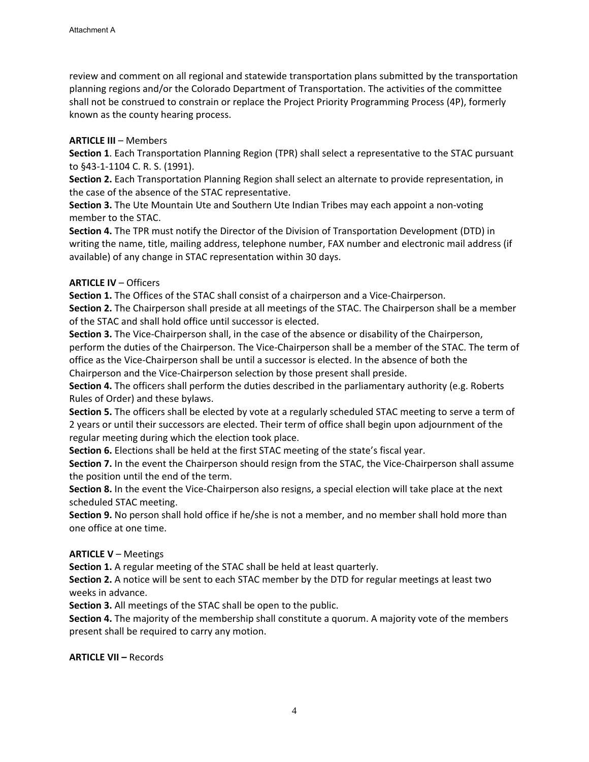review and comment on all regional and statewide transportation plans submitted by the transportation planning regions and/or the Colorado Department of Transportation. The activities of the committee shall not be construed to constrain or replace the Project Priority Programming Process (4P), formerly known as the county hearing process.

**ARTICLE III** – Members

**Section 1**. Each Transportation Planning Region (TPR) shall select a representative to the STAC pursuant to §43-1-1104 C. R. S. (1991).

**Section 2.** Each Transportation Planning Region shall select an alternate to provide representation, in the case of the absence of the STAC representative.

**Section 3.** The Ute Mountain Ute and Southern Ute Indian Tribes may each appoint a non-voting member to the STAC.

**Section 4.** The TPR must notify the Director of the Division of Transportation Development (DTD) in writing the name, title, mailing address, telephone number, FAX number and electronic mail address (if available) of any change in STAC representation within 30 days.

**ARTICLE IV** – Officers

**Section 1.** The Offices of the STAC shall consist of a chairperson and a Vice-Chairperson.

**Section 2.** The Chairperson shall preside at all meetings of the STAC. The Chairperson shall be a member of the STAC and shall hold office until successor is elected.

**Section 3.** The Vice-Chairperson shall, in the case of the absence or disability of the Chairperson, perform the duties of the Chairperson. The Vice-Chairperson shall be a member of the STAC. The term of office as the Vice-Chairperson shall be until a successor is elected. In the absence of both the Chairperson and the Vice-Chairperson selection by those present shall preside.

**Section 4.** The officers shall perform the duties described in the parliamentary authority (e.g. Roberts Rules of Order) and these bylaws.

**Section 5.** The officers shall be elected by vote at a regularly scheduled STAC meeting to serve a term of 2 years or until their successors are elected. Their term of office shall begin upon adjournment of the regular meeting during which the election took place.

**Section 6.** Elections shall be held at the first STAC meeting of the state's fiscal year.

**Section 7.** In the event the Chairperson should resign from the STAC, the Vice-Chairperson shall assume the position until the end of the term.

**Section 8.** In the event the Vice-Chairperson also resigns, a special election will take place at the next scheduled STAC meeting.

**Section 9.** No person shall hold office if he/she is not a member, and no member shall hold more than one office at one time.

**ARTICLE V** – Meetings

**Section 1.** A regular meeting of the STAC shall be held at least quarterly.

**Section 2.** A notice will be sent to each STAC member by the DTD for regular meetings at least two weeks in advance.

**Section 3.** All meetings of the STAC shall be open to the public.

**Section 4.** The majority of the membership shall constitute a quorum. A majority vote of the members present shall be required to carry any motion.

**ARTICLE VII –** Records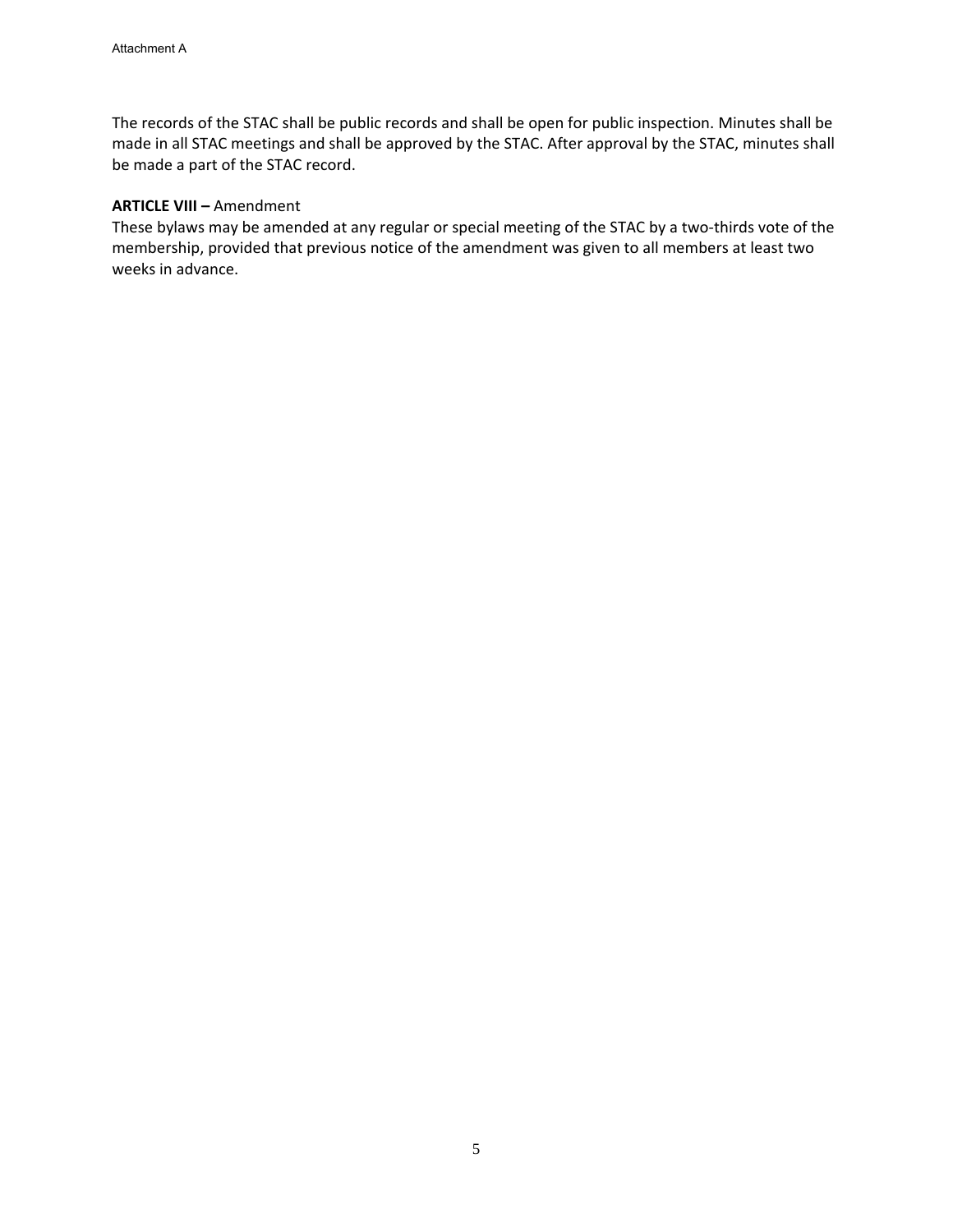The records of the STAC shall be public records and shall be open for public inspection. Minutes shall be made in all STAC meetings and shall be approved by the STAC. After approval by the STAC, minutes shall be made a part of the STAC record.

**ARTICLE VIII –** Amendment

These bylaws may be amended at any regular or special meeting of the STAC by a two-thirds vote of the membership, provided that previous notice of the amendment was given to all members at least two weeks in advance.